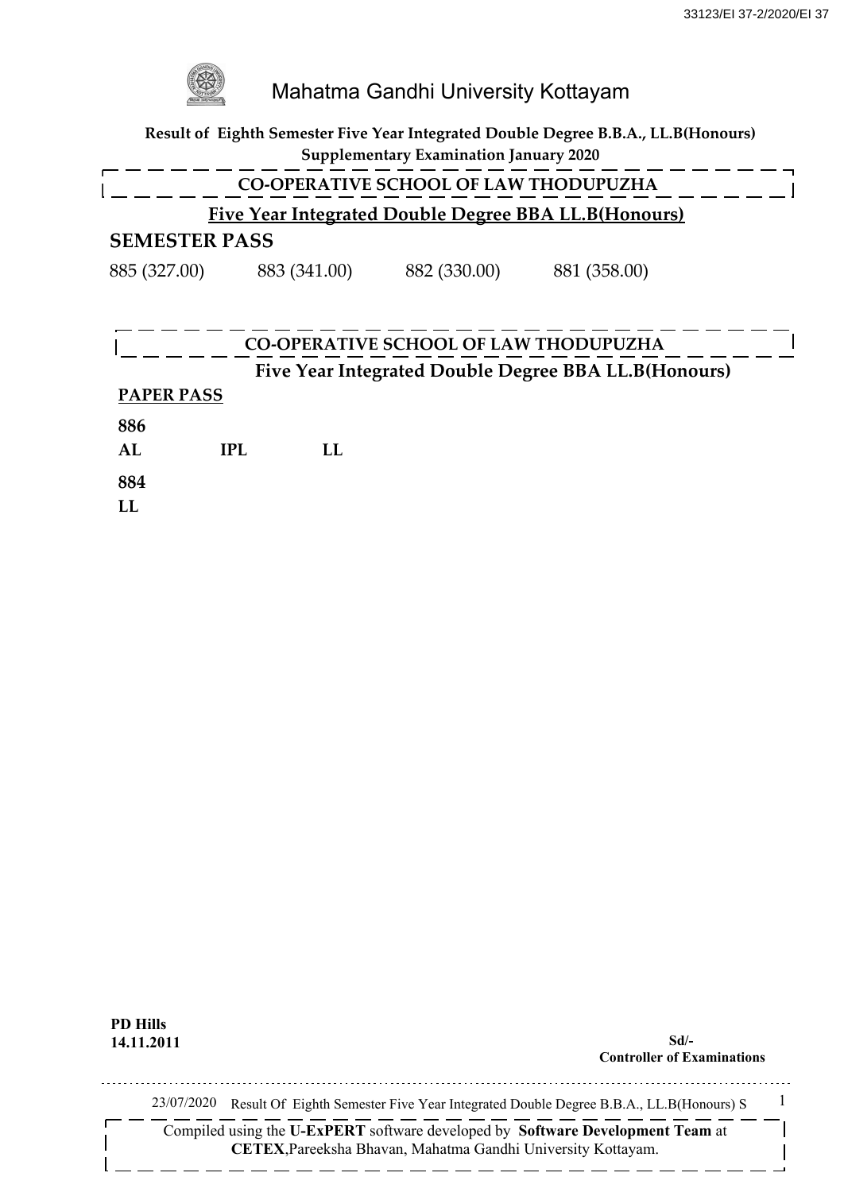# Mahatma Gandhi University Kottayam

**Result of Eighth Semester Five Year Integrated Double Degree B.B.A., LL.B(Honours) Supplementary Examination January 2020**

## CO-OPERATIVE SCHOOL OF LAW THODUPUZHA

**Five Year Integrated Double Degree BBA LL.B(Honours)**

### SEMESTER PASS

885 (327.00) 883 (341.00) 882 (330.00) 881 (358.00)

## CO-OPERATIVE SCHOOL OF LAW THODUPUZHA

**Five Year Integrated Double Degree BBA LL.B(Honours)**

**PAPER PASS**

**886**

**AL IPL LL**

**884**

**LL**

**PD Hills**
**14.11.2011**

**Sd/-**
**Controller of Examinations**

23/07/2020 Result Of Eighth Semester Five Year Integrated Double Degree B.B.A., LL.B(Honours) S

Compiled using the **U-ExPERT** software developed by **Software Development Team** at **CETEX**, Pareeksha Bhavan, Mahatma Gandhi University Kottayam.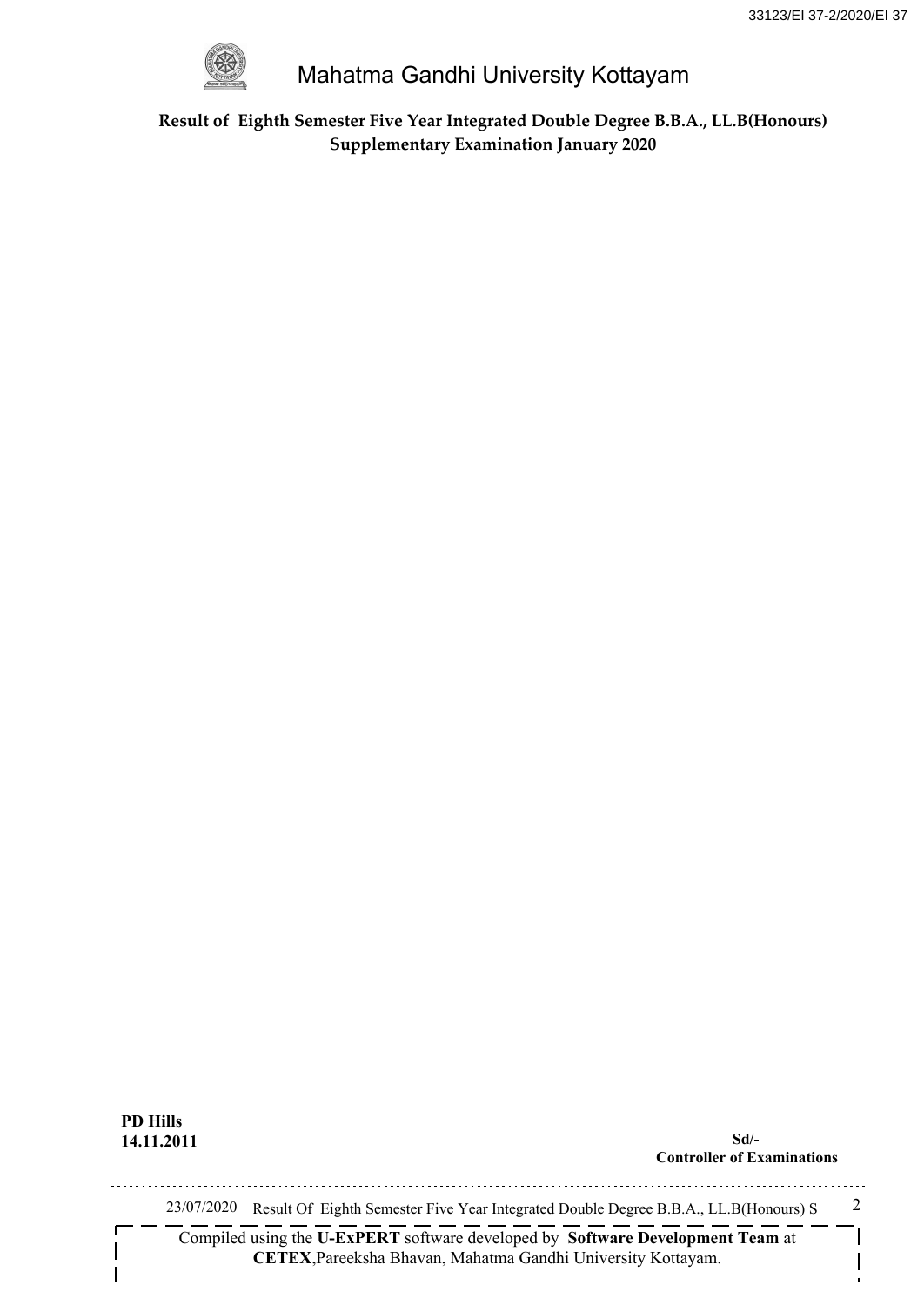# Mahatma Gandhi University Kottayam

**Result of Eighth Semester Five Year Integrated Double Degree B.B.A., LL.B(Honours) Supplementary Examination January 2020**

**PD Hills**
**14.11.2011**

**Sd/-**
**Controller of Examinations**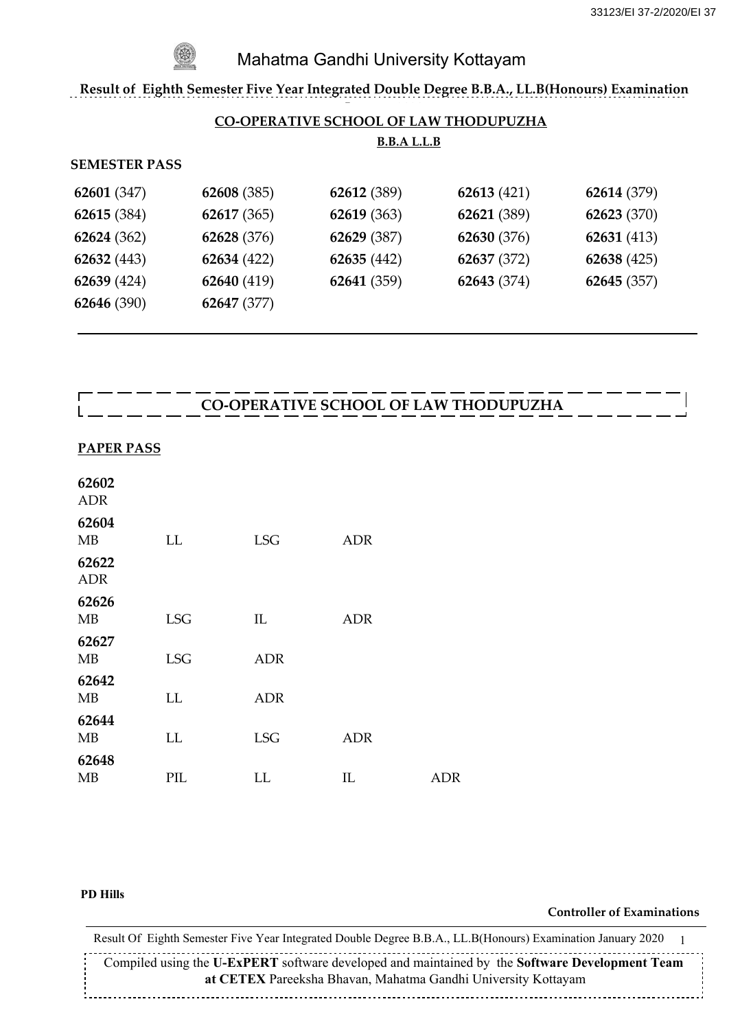Mahatma Gandhi University Kottayam

**Result of Eighth Semester Five Year Integrated Double Degree B.B.A., LL.B(Honours) Examination**

## CO-OPERATIVE SCHOOL OF LAW THODUPUZHA

**B.B.A L.L.B**

**SEMESTER PASS**

| | | | | |
|---|---|---|---|---|
| **62601** (347) | **62608** (385) | **62612** (389) | **62613** (421) | **62614** (379) |
| **62615** (384) | **62617** (365) | **62619** (363) | **62621** (389) | **62623** (370) |
| **62624** (362) | **62628** (376) | **62629** (387) | **62630** (376) | **62631** (413) |
| **62632** (443) | **62634** (422) | **62635** (442) | **62637** (372) | **62638** (425) |
| **62639** (424) | **62640** (419) | **62641** (359) | **62643** (374) | **62645** (357) |
| **62646** (390) | **62647** (377) | | | |

## CO-OPERATIVE SCHOOL OF LAW THODUPUZHA

**PAPER PASS**

**62602**
ADR

**62604**
MB LL LSG ADR

**62622**
ADR

**62626**
MB LSG IL ADR

**62627**
MB LSG ADR

**62642**
MB LL ADR

**62644**
MB LL LSG ADR

**62648**
MB PIL LL IL ADR

**PD Hills**

**Controller of Examinations**

Result Of Eighth Semester Five Year Integrated Double Degree B.B.A., LL.B(Honours) Examination January 2020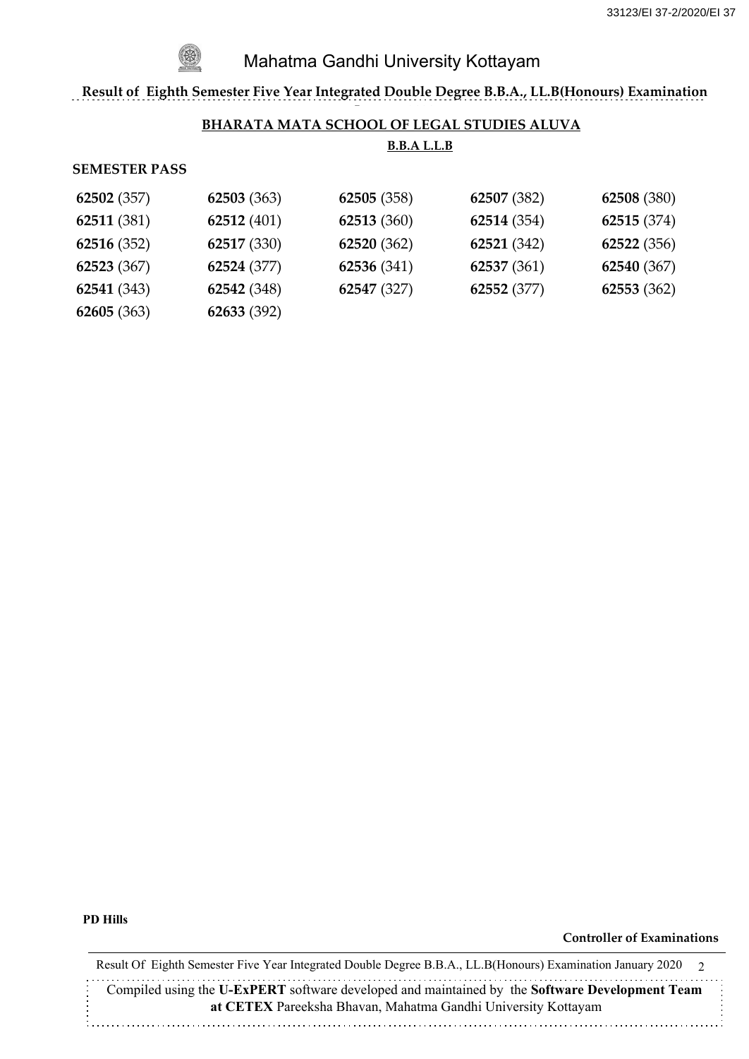# Mahatma Gandhi University Kottayam

**Result of Eighth Semester Five Year Integrated Double Degree B.B.A., LL.B(Honours) Examination**

## BHARATA MATA SCHOOL OF LEGAL STUDIES ALUVA

### B.B.A L.L.B

**SEMESTER PASS**

| | | | | |
|---|---|---|---|---|
| **62502** (357) | **62503** (363) | **62505** (358) | **62507** (382) | **62508** (380) |
| **62511** (381) | **62512** (401) | **62513** (360) | **62514** (354) | **62515** (374) |
| **62516** (352) | **62517** (330) | **62520** (362) | **62521** (342) | **62522** (356) |
| **62523** (367) | **62524** (377) | **62536** (341) | **62537** (361) | **62540** (367) |
| **62541** (343) | **62542** (348) | **62547** (327) | **62552** (377) | **62553** (362) |
| **62605** (363) | **62633** (392) | | | |

**PD Hills**

**Controller of Examinations**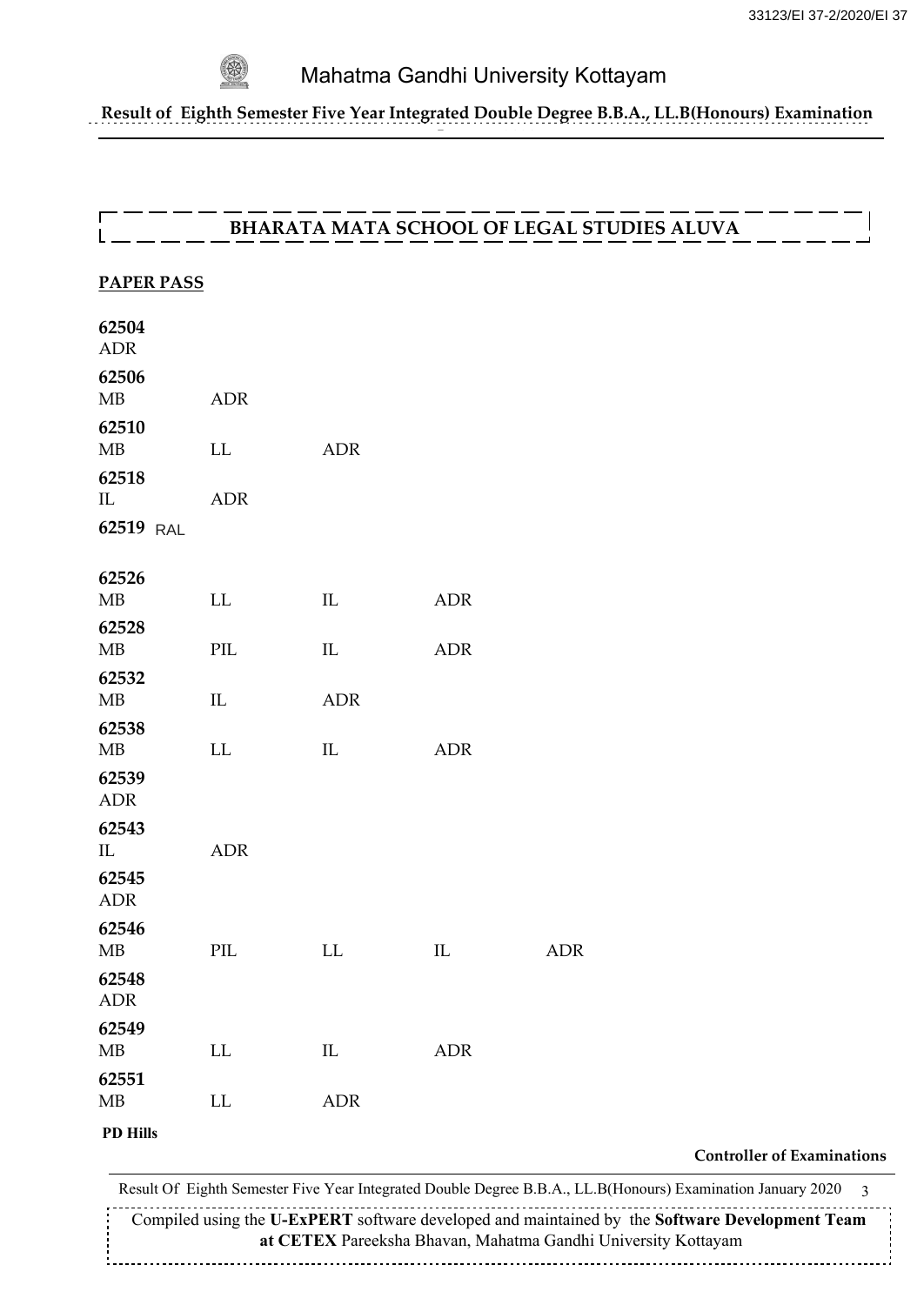# Mahatma Gandhi University Kottayam

**Result of Eighth Semester Five Year Integrated Double Degree B.B.A., LL.B(Honours) Examination**

## BHARATA MATA SCHOOL OF LEGAL STUDIES ALUVA

**PAPER PASS**

**62504**
ADR

**62506**
MB ADR

**62510**
MB LL ADR

**62518**
IL ADR

**62519** RAL

**62526**
MB LL IL ADR

**62528**
MB PIL IL ADR

**62532**
MB IL ADR

**62538**
MB LL IL ADR

**62539**
ADR

**62543**
IL ADR

**62545**
ADR

**62546**
MB PIL LL IL ADR

**62548**
ADR

**62549**
MB LL IL ADR

**62551**
MB LL ADR

**PD Hills**

**Controller of Examinations**

Compiled using the **U-ExPERT** software developed and maintained by the **Software Development Team at CETEX** Pareeksha Bhavan, Mahatma Gandhi University Kottayam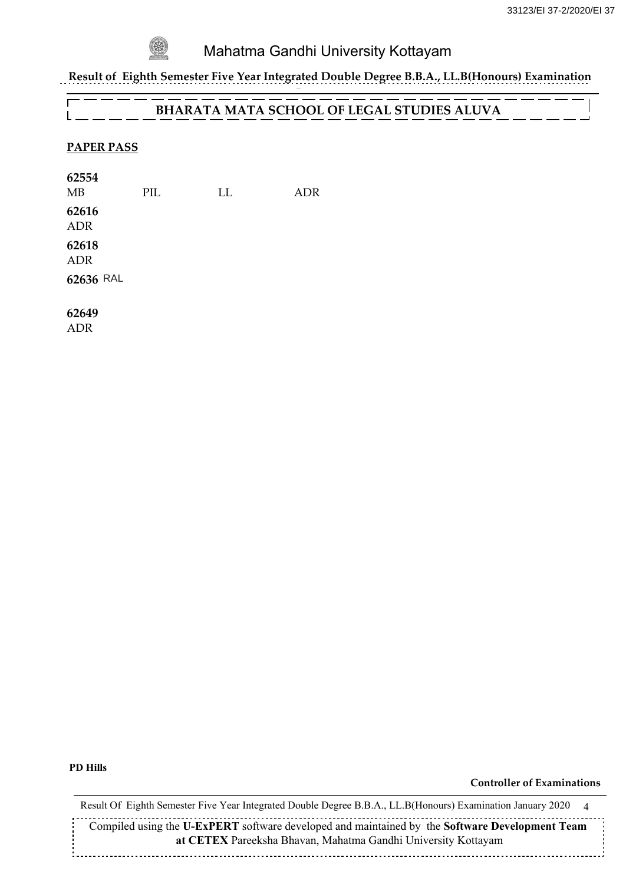# Mahatma Gandhi University Kottayam

**Result of Eighth Semester Five Year Integrated Double Degree B.B.A., LL.B(Honours) Examination**

## BHARATA MATA SCHOOL OF LEGAL STUDIES ALUVA

**PAPER PASS**

**62554**
MB PIL LL ADR

**62616**
ADR

**62618**
ADR

**62636** RAL

**62649**
ADR

**PD Hills**

**Controller of Examinations**

Result Of Eighth Semester Five Year Integrated Double Degree B.B.A., LL.B(Honours) Examination January 2020

Compiled using the **U-ExPERT** software developed and maintained by the **Software Development Team at CETEX** Pareeksha Bhavan, Mahatma Gandhi University Kottayam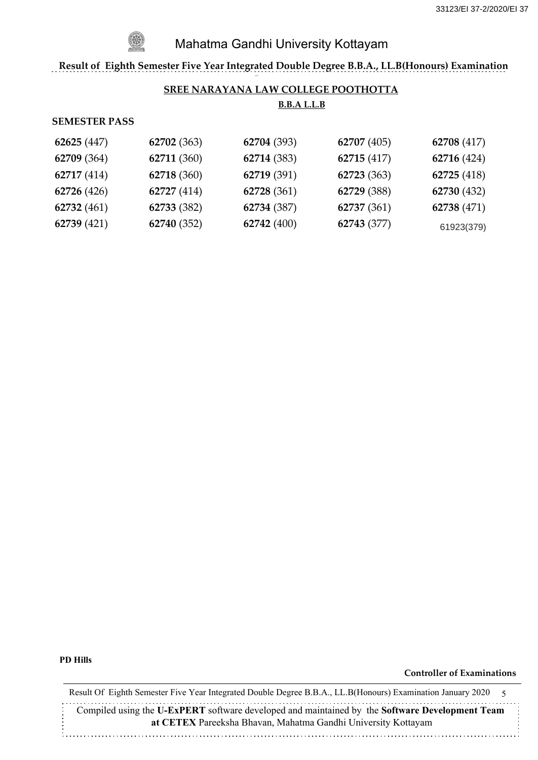Mahatma Gandhi University Kottayam

**Result of Eighth Semester Five Year Integrated Double Degree B.B.A., LL.B(Honours) Examination**

**SREE NARAYANA LAW COLLEGE POOTHOTTA**

**B.B.A L.L.B**

**SEMESTER PASS**

| | | | | |
|---|---|---|---|---|
| **62625** (447) | **62702** (363) | **62704** (393) | **62707** (405) | **62708** (417) |
| **62709** (364) | **62711** (360) | **62714** (383) | **62715** (417) | **62716** (424) |
| **62717** (414) | **62718** (360) | **62719** (391) | **62723** (363) | **62725** (418) |
| **62726** (426) | **62727** (414) | **62728** (361) | **62729** (388) | **62730** (432) |
| **62732** (461) | **62733** (382) | **62734** (387) | **62737** (361) | **62738** (471) |
| **62739** (421) | **62740** (352) | **62742** (400) | **62743** (377) | 61923(379) |

**PD Hills**

**Controller of Examinations**

Result Of Eighth Semester Five Year Integrated Double Degree B.B.A., LL.B(Honours) Examination January 2020

Compiled using the **U-ExPERT** software developed and maintained by the **Software Development Team at CETEX** Pareeksha Bhavan, Mahatma Gandhi University Kottayam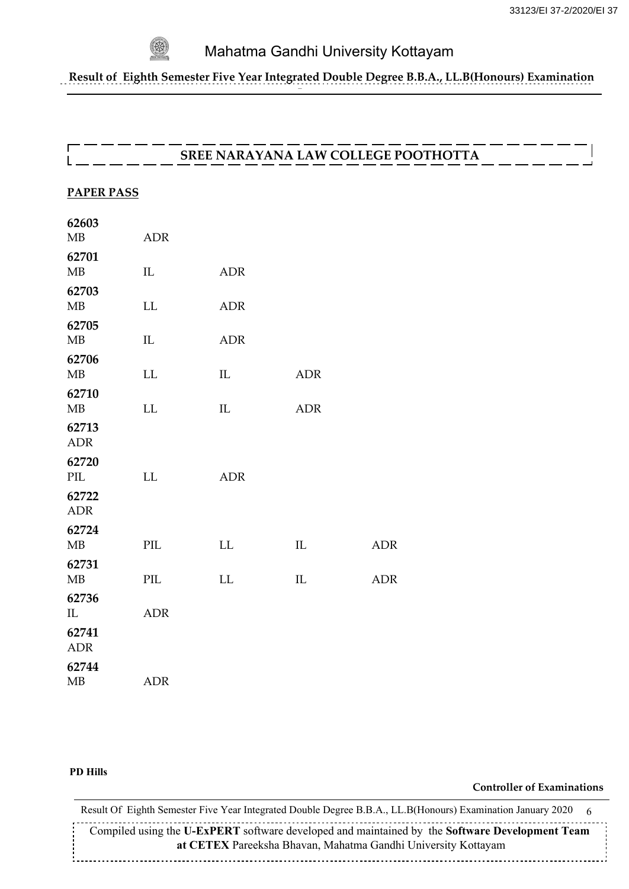# Mahatma Gandhi University Kottayam

**Result of Eighth Semester Five Year Integrated Double Degree B.B.A., LL.B(Honours) Examination**

## SREE NARAYANA LAW COLLEGE POOTHOTTA

**PAPER PASS**

**62603**
MB ADR

**62701**
MB IL ADR

**62703**
MB LL ADR

**62705**
MB IL ADR

**62706**
MB LL IL ADR

**62710**
MB LL IL ADR

**62713**
ADR

**62720**
PIL LL ADR

**62722**
ADR

**62724**
MB PIL LL IL ADR

**62731**
MB PIL LL IL ADR

**62736**
IL ADR

**62741**
ADR

**62744**
MB ADR

**PD Hills**

**Controller of Examinations**

Compiled using the **U-ExPERT** software developed and maintained by the **Software Development Team at CETEX** Pareeksha Bhavan, Mahatma Gandhi University Kottayam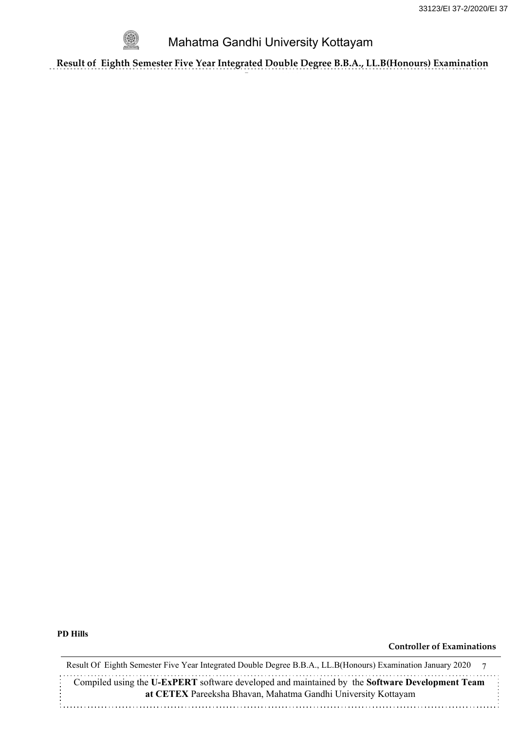PD Hills

**Controller of Examinations**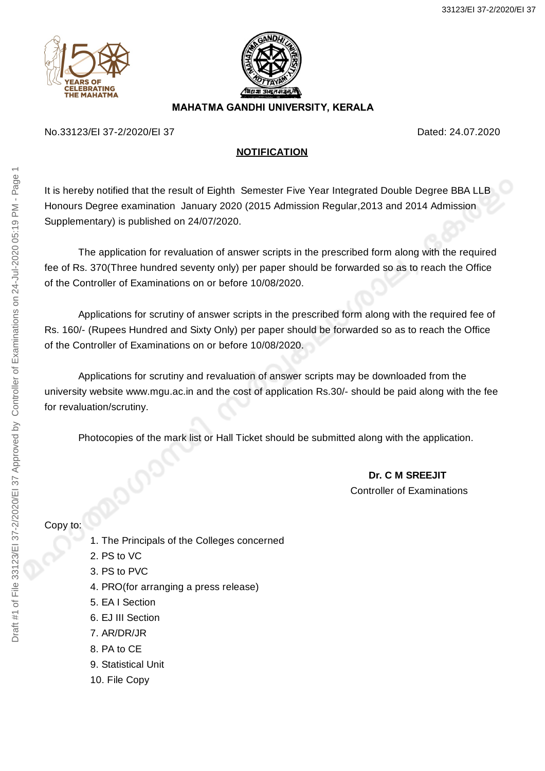MAHATMA GANDHI UNIVERSITY, KERALA

No.33123/EI 37-2/2020/EI 37

Dated: 24.07.2020

**NOTIFICATION**

It is hereby notified that the result of Eighth Semester Five Year Integrated Double Degree BBA LLB Honours Degree examination January 2020 (2015 Admission Regular,2013 and 2014 Admission Supplementary) is published on 24/07/2020.

The application for revaluation of answer scripts in the prescribed form along with the required fee of Rs. 370(Three hundred seventy only) per paper should be forwarded so as to reach the Office of the Controller of Examinations on or before 10/08/2020.

Applications for scrutiny of answer scripts in the prescribed form along with the required fee of Rs. 160/- (Rupees Hundred and Sixty Only) per paper should be forwarded so as to reach the Office of the Controller of Examinations on or before 10/08/2020.

Applications for scrutiny and revaluation of answer scripts may be downloaded from the university website www.mgu.ac.in and the cost of application Rs.30/- should be paid along with the fee for revaluation/scrutiny.

Photocopies of the mark list or Hall Ticket should be submitted along with the application.

**Dr. C M SREEJIT**
Controller of Examinations

Copy to:

1. The Principals of the Colleges concerned
2. PS to VC
3. PS to PVC
4. PRO(for arranging a press release)
5. EA I Section
6. EJ III Section
7. AR/DR/JR
8. PA to CE
9. Statistical Unit
10. File Copy